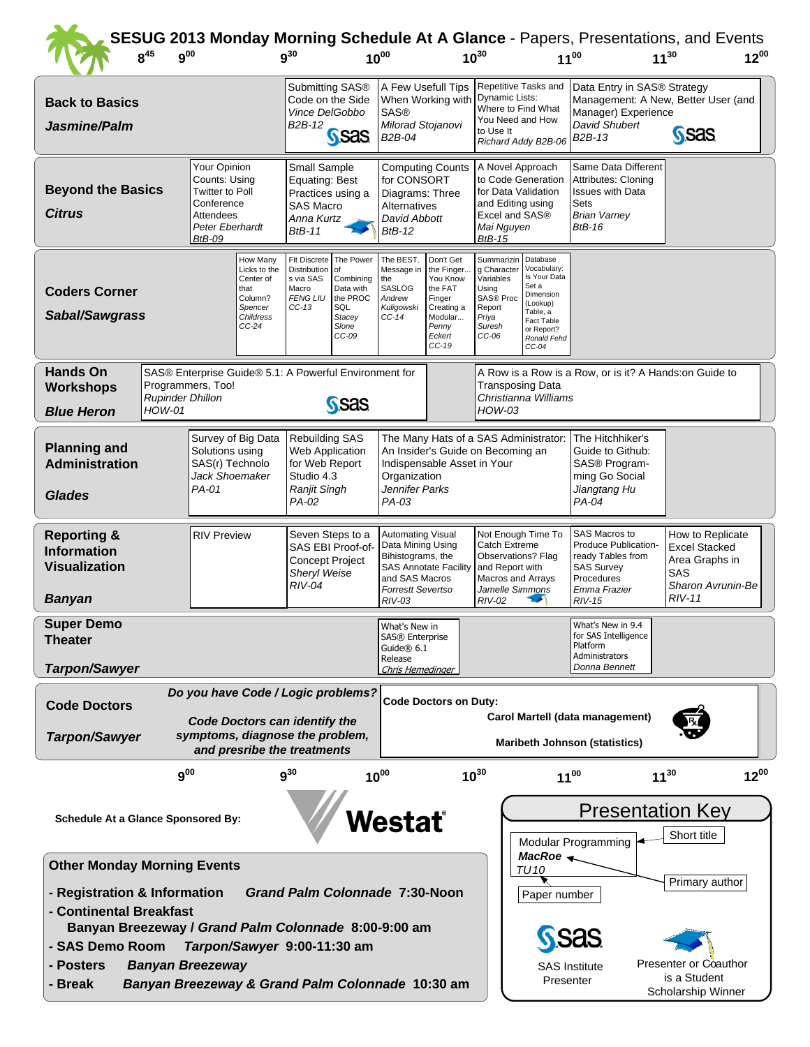# SESUG 2013 Monday Morning Schedule At A Glance - Papers, Presentations, and Events

| Track / Room | 8:45–9:00 | 9:00–9:30 | 9:30–10:00 | 10:00–10:30 | 10:30–11:00 | 11:00–11:30 | 11:30–12:00 |
|---|---|---|---|---|---|---|---|
| **Back to Basics** *Jasmine/Palm* | | | Submitting SAS® Code on the Side *Vince DelGobbo* *B2B-12* (SAS) | A Few Usefull Tips When Working with SAS® *Milorad Stojanovi* *B2B-04* | Repetitive Tasks and Dynamic Lists: Where to Find What You Need and How to Use It *Richard Addy B2B-06* | Data Entry in SAS® Strategy Management: A New, Better User (and Manager) Experience *David Shubert* *B2B-13* (SAS) | |
| **Beyond the Basics** *Citrus* | | Your Opinion Counts: Using Twitter to Poll Conference Attendees *Peter Eberhardt* *BtB-09* | Small Sample Equating: Best Practices using a SAS Macro *Anna Kurtz* *BtB-11* (Student) | Computing Counts for CONSORT Diagrams: Three Alternatives *David Abbott* *BtB-12* | A Novel Approach to Code Generation for Data Validation and Editing using Excel and SAS® *Mai Nguyen* *BtB-15* | Same Data Different Attributes: Cloning Issues with Data Sets *Brian Varney* *BtB-16* | |
| **Coders Corner** *Sabal/Sawgrass* | | How Many Licks to the Center of that Column? *Spencer Childress* *CC-24* | Fit Discrete Distributions via SAS Macro *FENG LIU* *CC-13*; The Power of Combining Data with the PROC SQL *Stacey Slone* *CC-09* | The BEST. Message in the SASLOG *Andrew Kuligowski* *CC-14*; Don't Get the Finger... You Know the FAT Finger Creating a Modular... *Penny Eckert* *CC-19* | Summarizing Character Variables Using SAS® Proc Report *Priya Suresh* *CC-06*; Database Vocabulary: Is Your Data Set a Dimension (Lookup) Table, a Fact Table or Report? *Ronald Fehd* *CC-04* | | |
| **Hands On Workshops** *Blue Heron* | | SAS® Enterprise Guide® 5.1: A Powerful Environment for Programmers, Too! *Rupinder Dhillon* *HOW-01* (SAS) | | | A Row is a Row is a Row, or is it? A Hands:on Guide to Transposing Data *Christianna Williams* *HOW-03* | | |
| **Planning and Administration** *Glades* | | Survey of Big Data Solutions using SAS(r) Technolo *Jack Shoemaker* *PA-01* | Rebuilding SAS Web Application for Web Report Studio 4.3 *Ranjit Singh* *PA-02* | The Many Hats of a SAS Administrator: An Insider's Guide on Becoming an Indispensable Asset in Your Organization *Jennifer Parks* *PA-03* | | The Hitchhiker's Guide to Github: SAS® Programming Go Social *Jiangtang Hu* *PA-04* | |
| **Reporting & Information Visualization** *Banyan* | | RIV Preview | Seven Steps to a SAS EBI Proof-of-Concept Project *Sheryl Weise* *RIV-04* | Automating Visual Data Mining Using Bihistograms, the SAS Annotate Facility and SAS Macros *Forrest Severtso* *RIV-03* | Not Enough Time To Catch Extreme Observations? Flag and Report with Macros and Arrays *Jamelle Simmons* *RIV-02* (Student) | SAS Macros to Produce Publication-ready Tables from SAS Survey Procedures *Emma Frazier* *RIV-15* | How to Replicate Excel Stacked Area Graphs in SAS *Sharon Avrunin-Be* *RIV-11* |
| **Super Demo Theater** *Tarpon/Sawyer* | | | | What's New in SAS® Enterprise Guide® 6.1 Release *Chris Hemedinger* | | What's New in 9.4 for SAS Intelligence Platform Administrators *Donna Bennett* | |
| **Code Doctors** *Tarpon/Sawyer* | | *Do you have Code / Logic problems? Code Doctors can identify the symptoms, diagnose the problem, and presribe the treatments* | | **Code Doctors on Duty:** **Carol Martell (data management)** **Maribeth Johnson (statistics)** | | | |

**Schedule At a Glance Sponsored By:** Westat

## Presentation Key

Modular Programming — Short title
*MacRoe* — Primary author
*TU10* — Paper number

SAS — SAS Institute Presenter

Mortarboard — Presenter or Coauthor is a Student Scholarship Winner

## Other Monday Morning Events

- **Registration & Information** ***Grand Palm Colonnade*** **7:30-Noon**
- **Continental Breakfast**
  **Banyan Breezeway /** ***Grand Palm Colonnade*** **8:00-9:00 am**
- **SAS Demo Room** ***Tarpon/Sawyer*** **9:00-11:30 am**
- **Posters** ***Banyan Breezeway***
- **Break** ***Banyan Breezeway & Grand Palm Colonnade*** **10:30 am**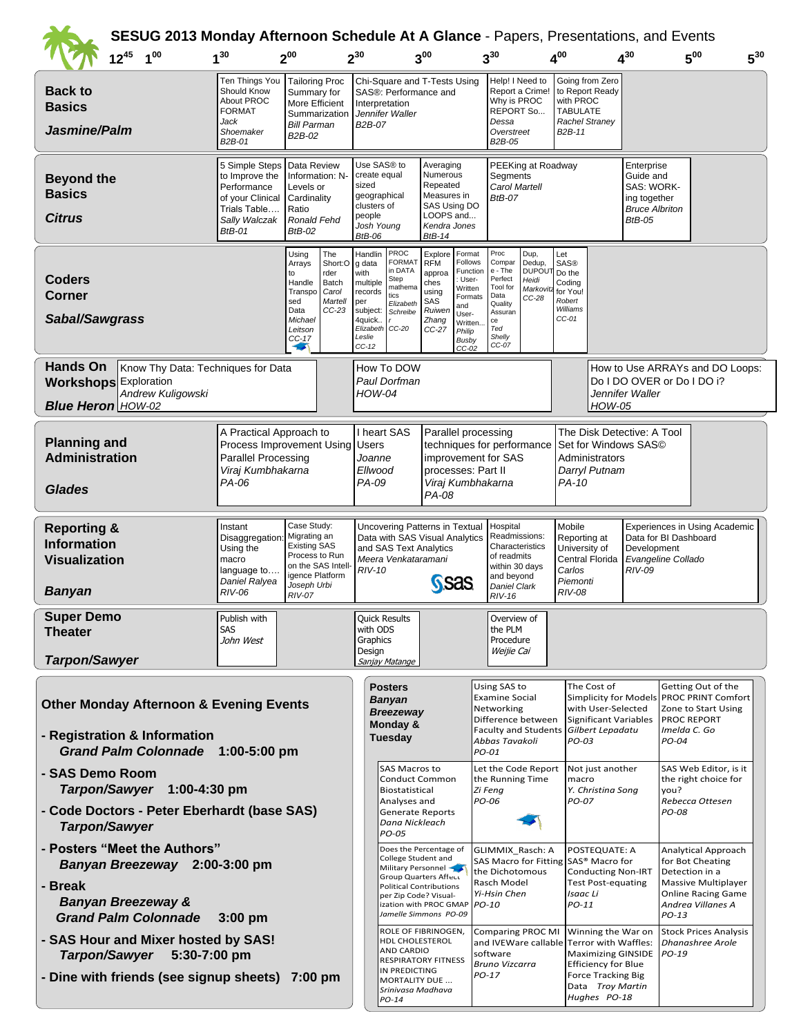# SESUG 2013 Monday Afternoon Schedule At A Glance - Papers, Presentations, and Events

| Track / Room | 1:30 | 2:00 | 2:30 | 3:00 | 3:30 | 4:00 | 4:30 | 5:00 |
|---|---|---|---|---|---|---|---|---|
| **Back to Basics** *Jasmine/Palm* | Ten Things You Should Know About PROC FORMAT *Jack Shoemaker* *B2B-01* | Tailoring Proc Summary for More Efficient Summarization *Bill Parman* *B2B-02* | Chi-Square and T-Tests Using SAS®: Performance and Interpretation *Jennifer Waller* *B2B-07* | | Help! I Need to Report a Crime! Why is PROC REPORT So... *Dessa Overstreet* *B2B-05* | Going from Zero to Report Ready with PROC TABULATE *Rachel Straney* *B2B-11* | | |
| **Beyond the Basics** *Citrus* | 5 Simple Steps to Improve the Performance of your Clinical Trials Table…. *Sally Walczak* *BtB-01* | Data Review Information: N-Levels or Cardinality Ratio *Ronald Fehd* *BtB-02* | Use SAS® to create equal sized geographical clusters of people *Josh Young* *BtB-06* | Averaging Numerous Repeated Measures in SAS Using DO LOOPS and... *Kendra Jones* *BtB-14* | PEEKing at Roadway Segments *Carol Martell* *BtB-07* | | Enterprise Guide and SAS: WORK-ing together *Bruce Albriton* *BtB-05* | |
| **Coders Corner** *Sabal/Sawgrass* | | Using Arrays to Handle Transposed Data *Michael Leitson* *CC-17*; The Short:Order Batch *Carol Martell* *CC-23* | Handling data with multiple records per subject: 4quick.. *Elizabeth Leslie* *CC-12*; PROC FORMAT in DATA Step mathematics *Elizabeth Schreiber* *CC-20* | Explore RFM approaches using SAS *Ruiwen Zhang* *CC-27*; Format Follows Function: User-Written Formats and User-Written... *Philip Busby* *CC-02* | Proc Compare - The Perfect Tool for Data Quality Assurance *Ted Shelly* *CC-07*; Dup, Dedup, DUPOUT *Heidi Markovitz* *CC-28* | Let SAS® Do the Coding for You! *Robert Williams* *CC-01* | | |
| **Hands On Workshops** *Blue Heron* | Know Thy Data: Techniques for Data Exploration *Andrew Kuligowski* *HOW-02* | | How To DOW *Paul Dorfman* *HOW-04* | | | | How to Use ARRAYs and DO Loops: Do I DO OVER or Do I DO i? *Jennifer Waller* *HOW-05* | |
| **Planning and Administration** *Glades* | A Practical Approach to Process Improvement Using Parallel Processing *Viraj Kumbhakarna* *PA-06* | | I heart SAS Users *Joanne Ellwood* *PA-09* | Parallel processing techniques for performance improvement for SAS processes: Part II *Viraj Kumbhakarna* *PA-08* | | The Disk Detective: A Tool Set for Windows SAS© Administrators *Darryl Putnam* *PA-10* | | |
| **Reporting & Information Visualization** *Banyan* | Instant Disaggregation: Using the macro language to…. *Daniel Ralyea* *RIV-06* | Case Study: Migrating an Existing SAS Process to Run on the SAS Intelligence Platform *Joseph Urbi* *RIV-07* | Uncovering Patterns in Textual Data with SAS Visual Analytics and SAS Text Analytics *Meera Venkataramani* *RIV-10* | | Hospital Readmissions: Characteristics of readmits within 30 days and beyond *Daniel Clark* *RIV-16* | Mobile Reporting at University of Central Florida *Carlos Piemonti* *RIV-08* | Experiences in Using Academic Data for BI Dashboard Development *Evangeline Collado* *RIV-09* | |
| **Super Demo Theater** *Tarpon/Sawyer* | Publish with SAS *John West* | | Quick Results with ODS Graphics Design *Sanjay Matange* | | Overview of the PLM Procedure *Weijie Cai* | | | |

## Other Monday Afternoon & Evening Events

- **Registration & Information** *Grand Palm Colonnade* 1:00-5:00 pm
- **SAS Demo Room** *Tarpon/Sawyer* 1:00-4:30 pm
- **Code Doctors - Peter Eberhardt (base SAS)** *Tarpon/Sawyer*
- **Posters "Meet the Authors"** *Banyan Breezeway* 2:00-3:00 pm
- **Break** *Banyan Breezeway & Grand Palm Colonnade* 3:00 pm
- **SAS Hour and Mixer hosted by SAS!** *Tarpon/Sawyer* 5:30-7:00 pm
- **Dine with friends (see signup sheets)** 7:00 pm

## Posters — *Banyan Breezeway* Monday & Tuesday

| | | | |
|---|---|---|---|
| | Using SAS to Examine Social Networking Difference between Faculty and Students *Abbas Tavakoli* *PO-01* | The Cost of Simplicity for Models with User-Selected Significant Variables *Gilbert Lepadatu* *PO-03* | Getting Out of the PROC PRINT Comfort Zone to Start Using PROC REPORT *Imelda C. Go* *PO-04* |
| SAS Macros to Conduct Common Biostatistical Analyses and Generate Reports *Dana Nickleach* *PO-05* | Let the Code Report the Running Time *Zi Feng* *PO-06* | Not just another macro *Y. Christina Song* *PO-07* | SAS Web Editor, is it the right choice for you? *Rebecca Ottesen* *PO-08* |
| Does the Percentage of College Student and Military Personnel Group Quarters Affect Political Contributions per Zip Code? Visualization with PROC GMAP *Jamelle Simmons* *PO-09* | GLIMMIX_Rasch: A SAS Macro for Fitting the Dichotomous Rasch Model *Yi-Hsin Chen* *PO-10* | POSTEQUATE: A SAS® Macro for Conducting Non-IRT Test Post-equating *Isaac Li* *PO-11* | Analytical Approach for Bot Cheating Detection in a Massive Multiplayer Online Racing Game *Andrea Villanes A* *PO-13* |
| ROLE OF FIBRINOGEN, HDL CHOLESTEROL AND CARDIO RESPIRATORY FITNESS IN PREDICTING MORTALITY DUE ... *Srinivasa Madhava* *PO-14* | Comparing PROC MI and IVEWare callable software *Bruno Vizcarra* *PO-17* | Winning the War on Terror with Waffles: Maximizing GINSIDE Efficiency for Blue Force Tracking Big Data *Troy Martin Hughes* *PO-18* | Stock Prices Analysis *Dhanashree Arole* *PO-19* |